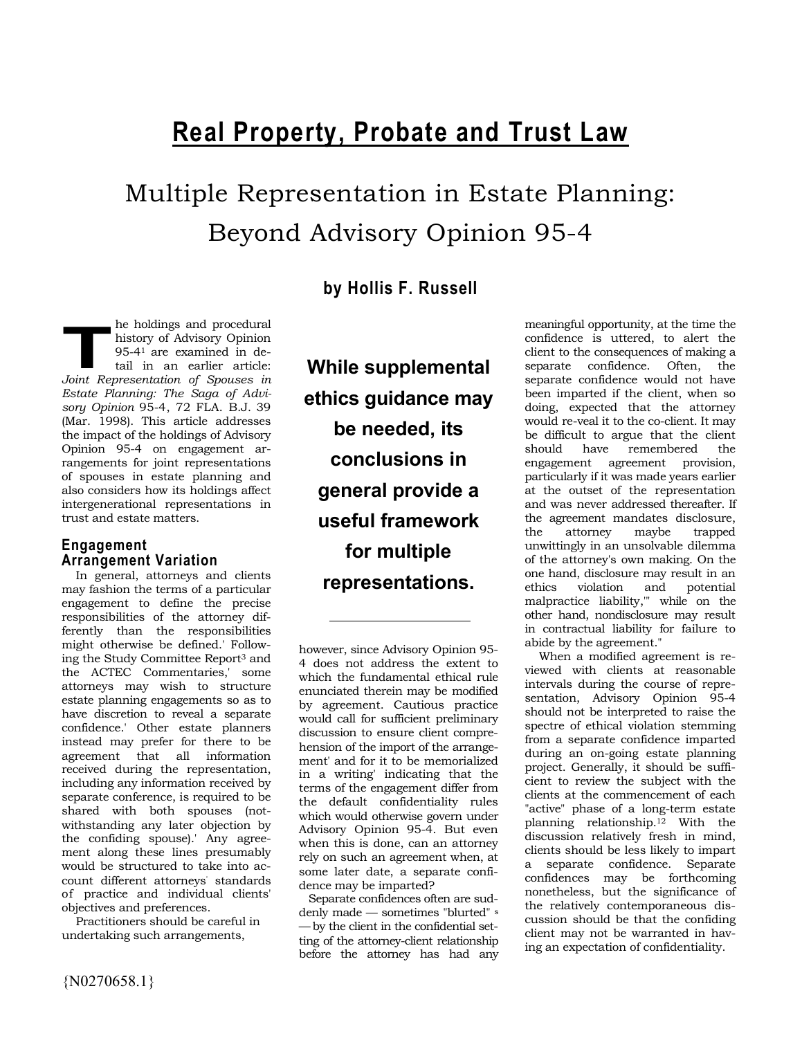# Real Property, Probate and Trust Law

## Multiple Representation in Estate Planning: Beyond Advisory Opinion 95-4

### by Hollis F. Russell

The holdings and procedural history of Advisory Opinion 95-4[1] are examined in detail in an earlier article: *Joint Representation of Spouses in Estate Planning: The Saga of Advisory Opinion* 95-4, 72 FLA. B.J. 39 (Mar. 1998). This article addresses the impact of the holdings of Advisory Opinion 95-4 on engagement arrangements for joint representations of spouses in estate planning and also considers how its holdings affect intergenerational representations in trust and estate matters.

**While supplemental ethics guidance may be needed, its conclusions in general provide a useful framework for multiple representations.**

### Engagement Arrangement Variation

In general, attorneys and clients may fashion the terms of a particular engagement to define the precise responsibilities of the attorney differently than the responsibilities might otherwise be defined.' Following the Study Committee Report[3] and the ACTEC Commentaries,' some attorneys may wish to structure estate planning engagements so as to have discretion to reveal a separate confidence.' Other estate planners instead may prefer for there to be agreement that all information received during the representation, including any information received by separate conference, is required to be shared with both spouses (notwithstanding any later objection by the confiding spouse).' Any agreement along these lines presumably would be structured to take into account different attorneys' standards of practice and individual clients' objectives and preferences.

Practitioners should be careful in undertaking such arrangements, however, since Advisory Opinion 95-4 does not address the extent to which the fundamental ethical rule enunciated therein may be modified by agreement. Cautious practice would call for sufficient preliminary discussion to ensure client comprehension of the import of the arrangement' and for it to be memorialized in a writing' indicating that the terms of the engagement differ from the default confidentiality rules which would otherwise govern under Advisory Opinion 95-4. But even when this is done, can an attorney rely on such an agreement when, at some later date, a separate confidence may be imparted?

Separate confidences often are suddenly made — sometimes "blurted" [s] — by the client in the confidential setting of the attorney-client relationship before the attorney has had any meaningful opportunity, at the time the confidence is uttered, to alert the client to the consequences of making a separate confidence. Often, the separate confidence would not have been imparted if the client, when so doing, expected that the attorney would re-veal it to the co-client. It may be difficult to argue that the client should have remembered the engagement agreement provision, particularly if it was made years earlier at the outset of the representation and was never addressed thereafter. If the agreement mandates disclosure, the attorney maybe trapped unwittingly in an unsolvable dilemma of the attorney's own making. On the one hand, disclosure may result in an ethics violation and potential malpractice liability,'" while on the other hand, nondisclosure may result in contractual liability for failure to abide by the agreement."

When a modified agreement is reviewed with clients at reasonable intervals during the course of representation, Advisory Opinion 95-4 should not be interpreted to raise the spectre of ethical violation stemming from a separate confidence imparted during an on-going estate planning project. Generally, it should be sufficient to review the subject with the clients at the commencement of each "active" phase of a long-term estate planning relationship.[12] With the discussion relatively fresh in mind, clients should be less likely to impart a separate confidence. Separate confidences may be forthcoming nonetheless, but the significance of the relatively contemporaneous discussion should be that the confiding client may not be warranted in having an expectation of confidentiality.

{N0270658.1}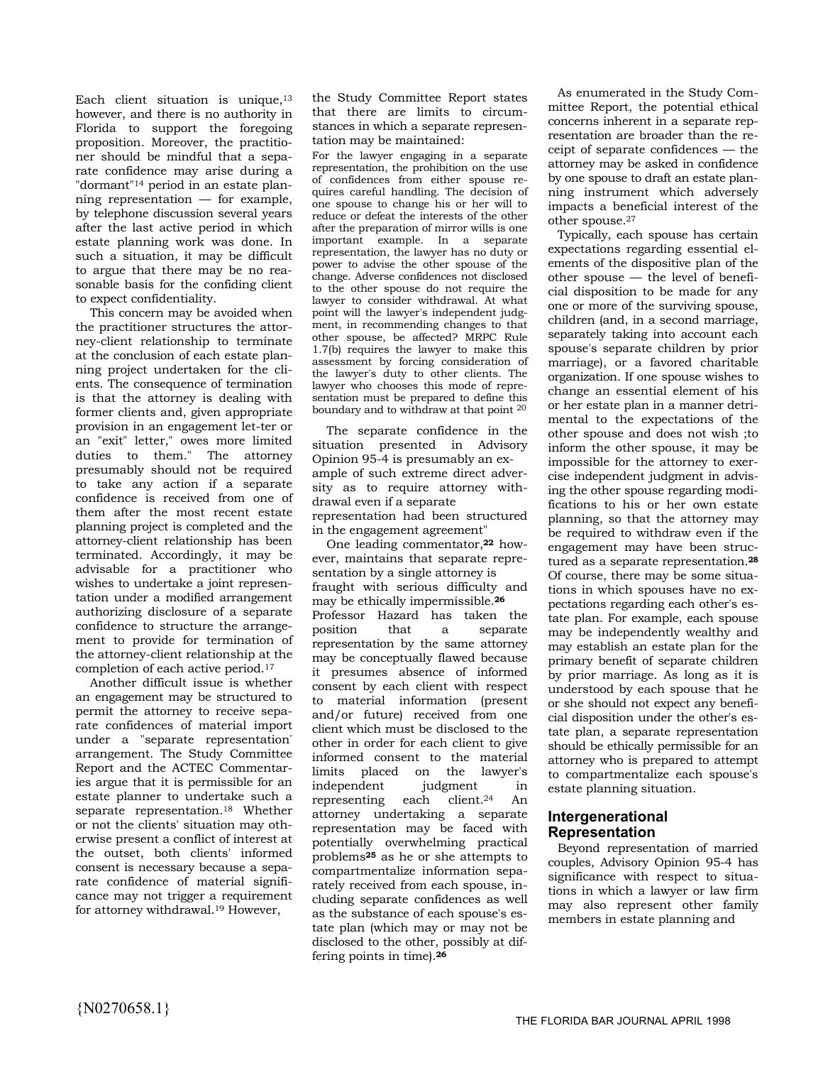Each client situation is unique,[13] however, and there is no authority in Florida to support the foregoing proposition. Moreover, the practitioner should be mindful that a separate confidence may arise during a "dormant"[14] period in an estate planning representation — for example, by telephone discussion several years after the last active period in which estate planning work was done. In such a situation, it may be difficult to argue that there may be no reasonable basis for the confiding client to expect confidentiality.

This concern may be avoided when the practitioner structures the attorney-client relationship to terminate at the conclusion of each estate planning project undertaken for the clients. The consequence of termination is that the attorney is dealing with former clients and, given appropriate provision in an engagement let-ter or an "exit" letter," owes more limited duties to them." The attorney presumably should not be required to take any action if a separate confidence is received from one of them after the most recent estate planning project is completed and the attorney-client relationship has been terminated. Accordingly, it may be advisable for a practitioner who wishes to undertake a joint representation under a modified arrangement authorizing disclosure of a separate confidence to structure the arrangement to provide for termination of the attorney-client relationship at the completion of each active period.[17]

Another difficult issue is whether an engagement may be structured to permit the attorney to receive separate confidences of material import under a "separate representation" arrangement. The Study Committee Report and the ACTEC Commentaries argue that it is permissible for an estate planner to undertake such a separate representation.[18] Whether or not the clients' situation may otherwise present a conflict of interest at the outset, both clients' informed consent is necessary because a separate confidence of material significance may not trigger a requirement for attorney withdrawal.[19] However, the Study Committee Report states that there are limits to circumstances in which a separate representation may be maintained:

> For the lawyer engaging in a separate representation, the prohibition on the use of confidences from either spouse requires careful handling. The decision of one spouse to change his or her will to reduce or defeat the interests of the other after the preparation of mirror wills is one important example. In a separate representation, the lawyer has no duty or power to advise the other spouse of the change. Adverse confidences not disclosed to the other spouse do not require the lawyer to consider withdrawal. At what point will the lawyer's independent judgment, in recommending changes to that other spouse, be affected? MRPC Rule 1.7(b) requires the lawyer to make this assessment by forcing consideration of the lawyer's duty to other clients. The lawyer who chooses this mode of representation must be prepared to define this boundary and to withdraw at that point [20]

The separate confidence in the situation presented in Advisory Opinion 95-4 is presumably an example of such extreme direct adversity as to require attorney withdrawal even if a separate representation had been structured in the engagement agreement"

One leading commentator,[22] however, maintains that separate representation by a single attorney is fraught with serious difficulty and may be ethically impermissible.[26] Professor Hazard has taken the position that a separate representation by the same attorney may be conceptually flawed because it presumes absence of informed consent by each client with respect to material information (present and/or future) received from one client which must be disclosed to the other in order for each client to give informed consent to the material limits placed on the lawyer's independent judgment in representing each client.[24] An attorney undertaking a separate representation may be faced with potentially overwhelming practical problems[25] as he or she attempts to compartmentalize information separately received from each spouse, including separate confidences as well as the substance of each spouse's estate plan (which may or may not be disclosed to the other, possibly at differing points in time).[26]

As enumerated in the Study Committee Report, the potential ethical concerns inherent in a separate representation are broader than the receipt of separate confidences — the attorney may be asked in confidence by one spouse to draft an estate planning instrument which adversely impacts a beneficial interest of the other spouse.[27]

Typically, each spouse has certain expectations regarding essential elements of the dispositive plan of the other spouse — the level of beneficial disposition to be made for any one or more of the surviving spouse, children (and, in a second marriage, separately taking into account each spouse's separate children by prior marriage), or a favored charitable organization. If one spouse wishes to change an essential element of his or her estate plan in a manner detrimental to the expectations of the other spouse and does not wish ;to inform the other spouse, it may be impossible for the attorney to exercise independent judgment in advising the other spouse regarding modifications to his or her own estate planning, so that the attorney may be required to withdraw even if the engagement may have been structured as a separate representation.[28] Of course, there may be some situations in which spouses have no expectations regarding each other's estate plan. For example, each spouse may be independently wealthy and may establish an estate plan for the primary benefit of separate children by prior marriage. As long as it is understood by each spouse that he or she should not expect any beneficial disposition under the other's estate plan, a separate representation should be ethically permissible for an attorney who is prepared to attempt to compartmentalize each spouse's estate planning situation.

## Intergenerational Representation

Beyond representation of married couples, Advisory Opinion 95-4 has significance with respect to situations in which a lawyer or law firm may also represent other family members in estate planning and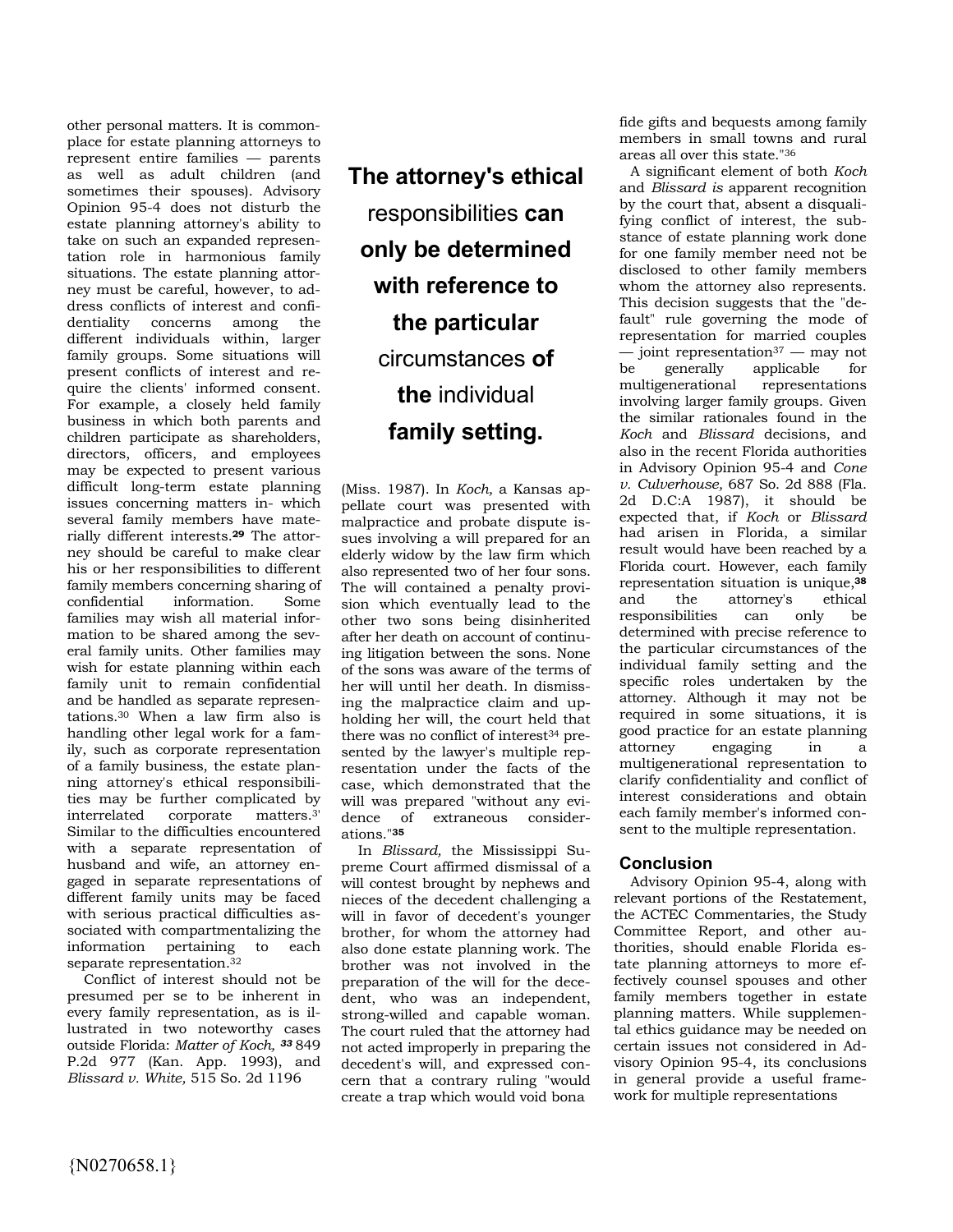other personal matters. It is commonplace for estate planning attorneys to represent entire families — parents as well as adult children (and sometimes their spouses). Advisory Opinion 95-4 does not disturb the estate planning attorney's ability to take on such an expanded representation role in harmonious family situations. The estate planning attorney must be careful, however, to address conflicts of interest and confidentiality concerns among the different individuals within, larger family groups. Some situations will present conflicts of interest and require the clients' informed consent. For example, a closely held family business in which both parents and children participate as shareholders, directors, officers, and employees may be expected to present various difficult long-term estate planning issues concerning matters in- which several family members have materially different interests.[29] The attorney should be careful to make clear his or her responsibilities to different family members concerning sharing of confidential information. Some families may wish all material information to be shared among the several family units. Other families may wish for estate planning within each family unit to remain confidential and be handled as separate representations.[30] When a law firm also is handling other legal work for a family, such as corporate representation of a family business, the estate planning attorney's ethical responsibilities may be further complicated by interrelated corporate matters.[3'] Similar to the difficulties encountered with a separate representation of husband and wife, an attorney engaged in separate representations of different family units may be faced with serious practical difficulties associated with compartmentalizing the information pertaining to each separate representation.[32]

Conflict of interest should not be presumed per se to be inherent in every family representation, as is illustrated in two noteworthy cases outside Florida: *Matter of Koch,* [33] 849 P.2d 977 (Kan. App. 1993), and *Blissard v. White,* 515 So. 2d 1196 (Miss. 1987). In *Koch,* a Kansas appellate court was presented with malpractice and probate dispute issues involving a will prepared for an elderly widow by the law firm which also represented two of her four sons. The will contained a penalty provision which eventually lead to the other two sons being disinherited after her death on account of continuing litigation between the sons. None of the sons was aware of the terms of her will until her death. In dismissing the malpractice claim and upholding her will, the court held that there was no conflict of interest[34] presented by the lawyer's multiple representation under the facts of the case, which demonstrated that the will was prepared "without any evidence of extraneous considerations."[35]

**The attorney's ethical** responsibilities **can only be determined with reference to the particular** circumstances **of the** individual **family setting.**

In *Blissard,* the Mississippi Supreme Court affirmed dismissal of a will contest brought by nephews and nieces of the decedent challenging a will in favor of decedent's younger brother, for whom the attorney had also done estate planning work. The brother was not involved in the preparation of the will for the decedent, who was an independent, strong-willed and capable woman. The court ruled that the attorney had not acted improperly in preparing the decedent's will, and expressed concern that a contrary ruling "would create a trap which would void bona fide gifts and bequests among family members in small towns and rural areas all over this state."[36]

A significant element of both *Koch* and *Blissard is* apparent recognition by the court that, absent a disqualifying conflict of interest, the substance of estate planning work done for one family member need not be disclosed to other family members whom the attorney also represents. This decision suggests that the "default" rule governing the mode of representation for married couples — joint representation[37] — may not be generally applicable for multigenerational representations involving larger family groups. Given the similar rationales found in the *Koch* and *Blissard* decisions, and also in the recent Florida authorities in Advisory Opinion 95-4 and *Cone v. Culverhouse,* 687 So. 2d 888 (Fla. 2d D.C:A 1987), it should be expected that, if *Koch* or *Blissard* had arisen in Florida, a similar result would have been reached by a Florida court. However, each family representation situation is unique,[38] and the attorney's ethical responsibilities can only be determined with precise reference to the particular circumstances of the individual family setting and the specific roles undertaken by the attorney. Although it may not be required in some situations, it is good practice for an estate planning attorney engaging in a multigenerational representation to clarify confidentiality and conflict of interest considerations and obtain each family member's informed consent to the multiple representation.

## Conclusion

Advisory Opinion 95-4, along with relevant portions of the Restatement, the ACTEC Commentaries, the Study Committee Report, and other authorities, should enable Florida estate planning attorneys to more effectively counsel spouses and other family members together in estate planning matters. While supplemental ethics guidance may be needed on certain issues not considered in Advisory Opinion 95-4, its conclusions in general provide a useful framework for multiple representations

{N0270658.1}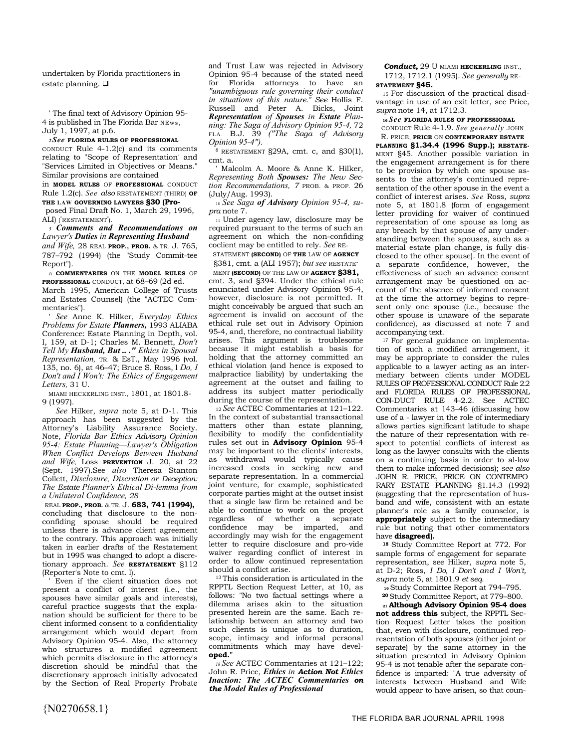undertaken by Florida practitioners in estate planning. ❑

[1] The final text of Advisory Opinion 95-4 is published in The Florida Bar NEWS, July 1, 1997, at p.6.

[2] *See* FLORIDA RULES OF PROFESSIONAL CONDUCT Rule 4-1.2(c) and its comments relating to "Scope of Representation" and "Services Limited in Objectives or Means." Similar provisions are contained in MODEL RULES OF PROFESSIONAL CONDUCT Rule 1.2(c). *See also* RESTATEMENT (THIRD) OF THE LAW GOVERNING LAWYERS §30 (Proposed Final Draft No. 1, March 29, 1996, ALI) ("RESTATEMENT").

[3] *Comments and Recommendations on Lawyer's Duties in Representing Husband and Wife,* 28 REAL PROP., PROB. & TR. J. 765, 787–792 (1994) (the "Study Committee Report").

[4] COMMENTARIES ON THE MODEL RULES OF PROFESSIONAL CONDUCT, at 68–69 (2d ed. March 1995, American College of Trusts and Estates Counsel) (the "ACTEC Commentaries").

[5] *See* Anne K. Hilker, *Everyday Ethics Problems for Estate Planners,* 1993 ALIABA Conference: Estate Planning in Depth, vol. I, 159, at D-1; Charles M. Bennett, *Don't Tell My Husband, But . . ." Ethics in Spousal Representation,* TR. & EST., May 1996 (vol. 135, no. 6), at 46–47; Bruce S. Ross, *I Do, I Don't and I Won't: The Ethics of Engagement Letters,* 31 U. MIAMI HECKERLING INST., 1801, at 1801.8-9 (1997).

[6] *See* Hilker, *supra* note 5, at D-1. This approach has been suggested by the Attorney's Liability Assurance Society. Note, *Florida Bar Ethics Advisory Opinion 95-4: Estate Planning—Lawyer's Obligation When Conflict Develops Between Husband and Wife,* LOSS PREVENTION J. 20, at 22 (Sept. 1997).See *also* Theresa Stanton Collett, *Disclosure, Discretion or Deception: The Estate Planner's Ethical Di-lemma from a Unilateral Confidence, 28* REAL PROP., PROB. & TR. J. 683, 741 (1994), concluding that disclosure to the non-confiding spouse should be required unless there is advance client agreement to the contrary. This approach was initially taken in earlier drafts of the Restatement but in 1995 was changed to adopt a discretionary approach. *See* RESTATEMENT §112 (Reporter's Note to cmt. l).

[7] Even if the client situation does not present a conflict of interest (i.e., the spouses have similar goals and interests), careful practice suggests that the explanation should be sufficient for there to be client informed consent to a confidentiality arrangement which would depart from Advisory Opinion 95-4. Also, the attorney who structures a modified agreement which permits disclosure in the attorney's discretion should be mindful that the discretionary approach initially advocated by the Section of Real Property Probate and Trust Law was rejected in Advisory Opinion 95-4 because of the stated need for Florida attorneys to have an *"unambiguous rule governing their conduct in situations of this nature." See* Hollis F. Russell and Peter A. Bicks, *Joint Representation of Spouses in Estate Planning: The Saga of Advisory Opinion 95-4,* 72 FLA. B.J. 39 *("The Saga of Advisory Opinion 95-4").*

[8] RESTATEMENT §29A, cmt. c, and §30(1), cmt. a.

[9] Malcolm A. Moore & Anne K. Hilker, *Representing Both Spouses: The New Section Recommendations, 7* PROB. & PROP. 26 (July/Aug. 1993).

[10] *See Saga of Advisory Opinion 95-4, supra* note 7.

[11] Under agency law, disclosure may be required pursuant to the terms of such an agreement on which the non-confiding coclient may be entitled to rely. *See* RESTATEMENT (SECOND) OF THE LAW OF AGENCY §381, cmt. a (ALI 1957); *but see* RESTATEMENT (SECOND) OF THE LAW OF AGENCY §381, cmt. 3, and §394. Under the ethical rule enunciated under Advisory Opinion 95-4, however, disclosure is not permitted. It might conceivably be argued that such an agreement is invalid on account of the ethical rule set out in Advisory Opinion 95-4, and, therefore, no contractual liability arises. This argument is troublesome because it might establish a basis for holding that the attorney committed an ethical violation (and hence is exposed to malpractice liability) by undertaking the agreement at the outset and failing to address its subject matter periodically during the course of the representation.

[12] *See* ACTEC Commentaries at 121–122. In the context of substantial transactional matters other than estate planning, flexibility to modify the confidentiality rules set out in **Advisory Opinion** 95-4 may be important to the clients' interests, as withdrawal would typically cause increased costs in seeking new and separate representation. In a commercial joint venture, for example, sophisticated corporate parties might at the outset insist that a single law firm be retained and be able to continue to work on the project regardless of whether a separate confidence may be imparted, and accordingly may wish for the engagement letter to require disclosure and pro-vide waiver regarding conflict of interest in order to allow continued representation should a conflict arise.

[13] This consideration is articulated in the RPPTL Section Request Letter, at 10, as follows: "No two factual settings where a dilemma arises akin to the situation presented herein are the same. Each relationship between an attorney and two such clients is unique as to duration, scope, intimacy and informal personal commitments which may have developed."

[14] *See* ACTEC Commentaries at 121–122; John R. Price, *Ethics in Action Not Ethics Inaction: The ACTEC Commentaries on the Model Rules of Professional Conduct,* 29 U MIAMI HECKERLING INST., 1712, 1712.1 (1995). *See generally* RESTATEMENT §45.

[15] For discussion of the practical disadvantage in use of an exit letter, see Price, *supra* note 14, at 1712.3.

[16] *See* FLORIDA RULES OF PROFESSIONAL CONDUCT Rule 4-1.9. *See generally* JOHN R. PRICE, PRICE ON CONTEMPORARY ESTATE PLANNING §1.34.4 (1996 Supp.); RESTATEMENT §45. Another possible variation in the engagement arrangement is for there to be provision by which one spouse assents to the attorney's continued representation of the other spouse in the event a conflict of interest arises. *See* Ross, *supra* note 5, at 1801.8 (form of engagement letter providing for waiver of continued representation of one spouse as long as any breach by that spouse of any understanding between the spouses, such as a material estate plan change, is fully disclosed to the other spouse). In the event of a separate confidence, however, the effectiveness of such an advance consent arrangement may be questioned on account of the absence of informed consent at the time the attorney begins to represent only one spouse (i.e., because the other spouse is unaware of the separate confidence), as discussed at note 7 and accompanying text.

[17] For general guidance on implementation of such a modified arrangement, it may be appropriate to consider the rules applicable to a lawyer acting as an intermediary between clients under MODEL RULES OF PROFESSIONAL CONDUCT Rule 2.2 and FLORIDA RULES OF PROFESSIONAL CON-DUCT RULE 4-2.2. See ACTEC Commentaries at 143–46 (discussing how use of a - lawyer in the role of intermediary allows parties significant latitude to shape the nature of their representation with respect to potential conflicts of interest as long as the lawyer consults with the clients on a continuing basis in order to al-low them to make informed decisions); *see also* JOHN R. PRICE, PRICE ON CONTEMPORARY ESTATE PLANNING §1.14.3 (1992) (suggesting that the representation of husband and wife, consistent with an estate planner's role as a family counselor, is **appropriately** subject to the intermediary rule but noting that other commentators have **disagreed).**

[18] Study Committee Report at 772. For sample forms of engagement for separate representation, see Hilker, *supra* note 5, at D-2; Ross, *I Do, I Don't and I Won't, supra* note 5, at 1801.9 *et seq.*

[19] Study Committee Report at 794–795.

[20] Study Committee Report, at 779–800.

[21] **Although Advisory Opinion 95-4 does not address this** subject, the RPPTL Section Request Letter takes the position that, even with disclosure, continued representation of both spouses (either joint or separate) by the same attorney in the situation presented in Advisory Opinion 95-4 is not tenable after the separate confidence is imparted: "A true adversity of interests between Husband and Wife would appear to have arisen, so that coun-

{N0270658.1}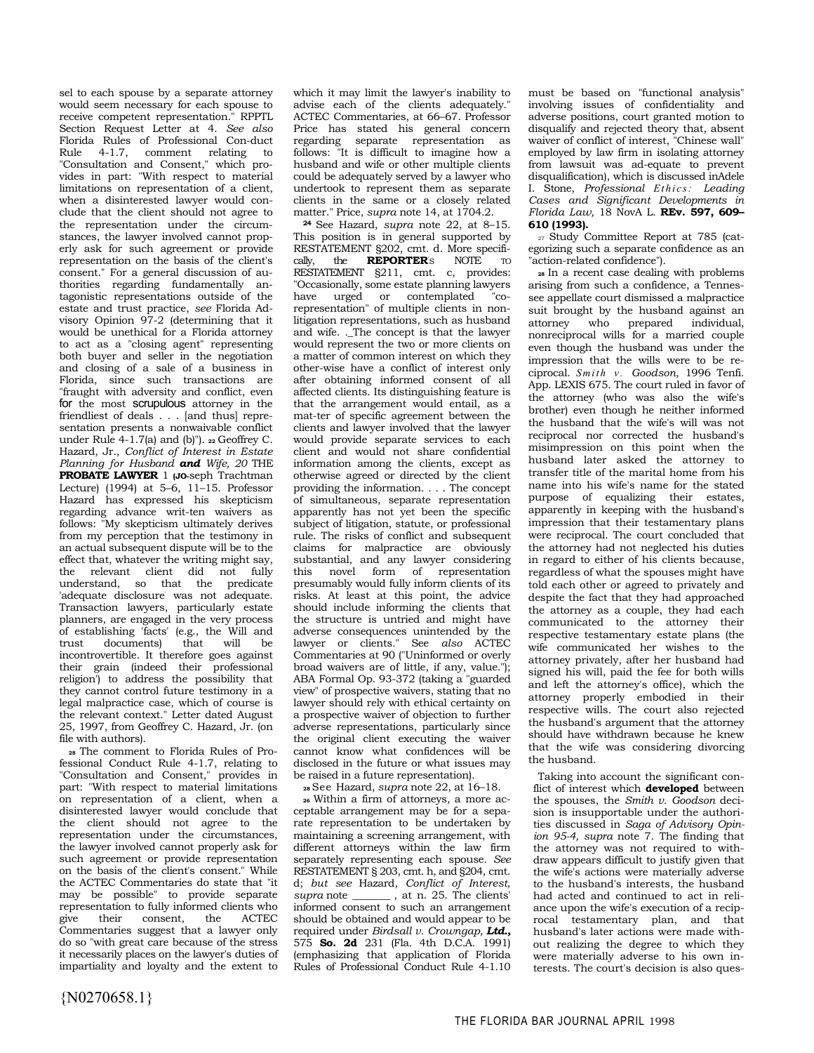sel to each spouse by a separate attorney would seem necessary for each spouse to receive competent representation." RPPTL Section Request Letter at 4. *See also* Florida Rules of Professional Con-duct Rule 4-1.7, comment relating to "Consultation and Consent," which provides in part: "With respect to material limitations on representation of a client, when a disinterested lawyer would conclude that the client should not agree to the representation under the circumstances, the lawyer involved cannot properly ask for such agreement or provide representation on the basis of the client's consent." For a general discussion of authorities regarding fundamentally antagonistic representations outside of the estate and trust practice, *see* Florida Advisory Opinion 97-2 (determining that it would be unethical for a Florida attorney to act as a "closing agent" representing both buyer and seller in the negotiation and closing of a sale of a business in Florida, since such transactions are "fraught with adversity and conflict, even for the most scrupulous attorney in the friendliest of deals . . . [and thus] representation presents a nonwaivable conflict under Rule 4-1.7(a) and (b)"). [22] Geoffrey C. Hazard, Jr., *Conflict of Interest in Estate Planning for Husband **and** Wife, 20* THE **PROBATE LAWYER** 1 (Joseph Trachtman Lecture) (1994) at 5–6, 11–15. Professor Hazard has expressed his skepticism regarding advance writ-ten waivers as follows: "My skepticism ultimately derives from my perception that the testimony in an actual subsequent dispute will be to the effect that, whatever the writing might say, the relevant client did not fully understand, so that the predicate 'adequate disclosure' was not adequate. Transaction lawyers, particularly estate planners, are engaged in the very process of establishing 'facts' (e.g., the Will and trust documents) that will be incontrovertible. It therefore goes against their grain (indeed their professional religion') to address the possibility that they cannot control future testimony in a legal malpractice case, which of course is the relevant context." Letter dated August 25, 1997, from Geoffrey C. Hazard, Jr. (on file with authors).

[23] The comment to Florida Rules of Professional Conduct Rule 4-1.7, relating to "Consultation and Consent," provides in part: "With respect to material limitations on representation of a client, when a disinterested lawyer would conclude that the client should not agree to the representation under the circumstances, the lawyer involved cannot properly ask for such agreement or provide representation on the basis of the client's consent." While the ACTEC Commentaries do state that "it may be possible" to provide separate representation to fully informed clients who give their consent, the ACTEC Commentaries suggest that a lawyer only do so "with great care because of the stress it necessarily places on the lawyer's duties of impartiality and loyalty and the extent to which it may limit the lawyer's inability to advise each of the clients adequately." ACTEC Commentaries, at 66–67. Professor Price has stated his general concern regarding separate representation as follows: "It is difficult to imagine how a husband and wife or other multiple clients could be adequately served by a lawyer who undertook to represent them as separate clients in the same or a closely related matter." Price, *supra* note 14, at 1704.2.

[24] See Hazard, *supra* note 22, at 8–15. This position is in general supported by RESTATEMENT §202, cmt. d. More specifically, the **REPORTER**'S NOTE TO RESTATEMENT §211, cmt. c, provides: "Occasionally, some estate planning lawyers have urged or contemplated "co-representation" of multiple clients in non-litigation representations, such as husband and wife. . The concept is that the lawyer would represent the two or more clients on a matter of common interest on which they other-wise have a conflict of interest only after obtaining informed consent of all affected clients. Its distinguishing feature is that the arrangement would entail, as a mat-ter of specific agreement between the clients and lawyer involved that the lawyer would provide separate services to each client and would not share confidential information among the clients, except as otherwise agreed or directed by the client providing the information. . . . The concept of simultaneous, separate representation apparently has not yet been the specific subject of litigation, statute, or professional rule. The risks of conflict and subsequent claims for malpractice are obviously substantial, and any lawyer considering this novel form of representation presumably would fully inform clients of its risks. At least at this point, the advice should include informing the clients that the structure is untried and might have adverse consequences unintended by the lawyer or clients." See *also* ACTEC Commentaries at 90 ("Uninformed or overly broad waivers are of little, if any, value."); ABA Formal Op. 93-372 (taking a "guarded view" of prospective waivers, stating that no lawyer should rely with ethical certainty on a prospective waiver of objection to further adverse representations, particularly since the original client executing the waiver cannot know what confidences will be disclosed in the future or what issues may be raised in a future representation).

[25] See Hazard, *supra* note 22, at 16–18.

[26] Within a firm of attorneys, a more acceptable arrangement may be for a separate representation to be undertaken by maintaining a screening arrangement, with different attorneys within the law firm separately representing each spouse. *See* RESTATEMENT § 203, cmt. h, and §204, cmt. d; *but see* Hazard, *Conflict of Interest, supra* note _______ , at n. 25. The clients' informed consent to such an arrangement should be obtained and would appear to be required under *Birdsall v. Crowngap, **Ltd.,*** 575 **So. 2d** 231 (Fla. 4th D.C.A. 1991) (emphasizing that application of Florida Rules of Professional Conduct Rule 4-1.10 must be based on "functional analysis" involving issues of confidentiality and adverse positions, court granted motion to disqualify and rejected theory that, absent waiver of conflict of interest, "Chinese wall" employed by law firm in isolating attorney from lawsuit was ad-equate to prevent disqualification), which is discussed inAdele I. Stone, *Professional Ethics: Leading Cases and Significant Developments in Florida Law,* 18 NovA L. **REv. 597, 609–610 (1993).**

[27] Study Committee Report at 785 (categorizing such a separate confidence as an "action-related confidence").

[28] In a recent case dealing with problems arising from such a confidence, a Tennessee appellate court dismissed a malpractice suit brought by the husband against an attorney who prepared individual, nonreciprocal wills for a married couple even though the husband was under the impression that the wills were to be reciprocal. *Smith v. Goodson,* 1996 Tenfi. App. LEXIS 675. The court ruled in favor of the attorney (who was also the wife's brother) even though he neither informed the husband that the wife's will was not reciprocal nor corrected the husband's misimpression on this point when the husband later asked the attorney to transfer title of the marital home from his name into his wife's name for the stated purpose of equalizing their estates, apparently in keeping with the husband's impression that their testamentary plans were reciprocal. The court concluded that the attorney had not neglected his duties in regard to either of his clients because, regardless of what the spouses might have told each other or agreed to privately and despite the fact that they had approached the attorney as a couple, they had each communicated to the attorney their respective testamentary estate plans (the wife communicated her wishes to the attorney privately, after her husband had signed his will, paid the fee for both wills and left the attorney's office), which the attorney properly embodied in their respective wills. The court also rejected the husband's argument that the attorney should have withdrawn because he knew that the wife was considering divorcing the husband.

Taking into account the significant conflict of interest which **developed** between the spouses, the *Smith v. Goodson* decision is insupportable under the authorities discussed in *Saga of Advisory Opinion 95-4, supra* note 7. The finding that the attorney was not required to withdraw appears difficult to justify given that the wife's actions were materially adverse to the husband's interests, the husband had acted and continued to act in reliance upon the wife's execution of a reciprocal testamentary plan, and that husband's later actions were made without realizing the degree to which they were materially adverse to his own interests. The court's decision is also ques-

{N0270658.1}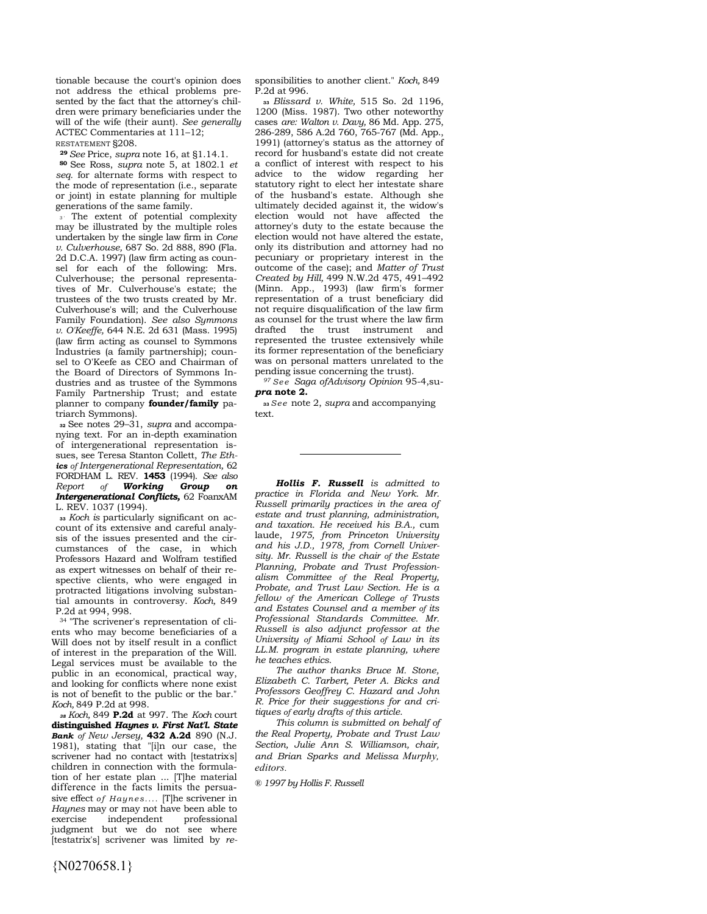tionable because the court's opinion does not address the ethical problems presented by the fact that the attorney's children were primary beneficiaries under the will of the wife (their aunt). *See generally* ACTEC Commentaries at 111–12; RESTATEMENT §208.

**29** *See* Price, *supra* note 16, at §1.14.1.

**80** See Ross, *supra* note 5, at 1802.1 *et seq.* for alternate forms with respect to the mode of representation (i.e., separate or joint) in estate planning for multiple generations of the same family.

31 The extent of potential complexity may be illustrated by the multiple roles undertaken by the single law firm in *Cone v. Culverhouse,* 687 So. 2d 888, 890 (Fla. 2d D.C.A. 1997) (law firm acting as counsel for each of the following: Mrs. Culverhouse; the personal representatives of Mr. Culverhouse's estate; the trustees of the two trusts created by Mr. Culverhouse's will; and the Culverhouse Family Foundation). *See also Symmons v. O'Keeffe,* 644 N.E. 2d 631 (Mass. 1995) (law firm acting as counsel to Symmons Industries (a family partnership); counsel to O'Keefe as CEO and Chairman of the Board of Directors of Symmons Industries and as trustee of the Symmons Family Partnership Trust; and estate planner to company **founder/family** patriarch Symmons).

32 See notes 29–31, *supra* and accompanying text. For an in-depth examination of intergenerational representation issues, see Teresa Stanton Collett, *The Ethics of Intergenerational Representation,* 62 FORDHAM L. REV. **1453** (1994). *See also Report of* ***Working Group on Intergenerational Conflicts,*** 62 FoanxAM L. REV. 1037 (1994).

33 *Koch is* particularly significant on account of its extensive and careful analysis of the issues presented and the circumstances of the case, in which Professors Hazard and Wolfram testified as expert witnesses on behalf of their respective clients, who were engaged in protracted litigations involving substantial amounts in controversy. *Koch,* 849 P.2d at 994, 998.

34 "The scrivener's representation of clients who may become beneficiaries of a Will does not by itself result in a conflict of interest in the preparation of the Will. Legal services must be available to the public in an economical, practical way, and looking for conflicts where none exist is not of benefit to the public or the bar." *Koch,* 849 P.2d at 998.

38 *Koch,* 849 **P.2d** at 997. The *Koch* court **distinguished** ***Haynes v. First Nat'l. State Bank*** *of New Jersey,* **432 A.2d** 890 (N.J. 1981), stating that "[i]n our case, the scrivener had no contact with [testatrix's] children in connection with the formulation of her estate plan ... [T]he material difference in the facts limits the persuasive effect *of Haynes....* [T]he scrivener in *Haynes* may or may not have been able to exercise independent professional judgment but we do not see where [testatrix's] scrivener was limited by responsibilities to another client." *Koch,* 849 P.2d at 996.

33 *Blissard v. White,* 515 So. 2d 1196, 1200 (Miss. 1987). Two other noteworthy cases *are: Walton v. Davy,* 86 Md. App. 275, 286-289, 586 A.2d 760, 765-767 (Md. App., 1991) (attorney's status as the attorney of record for husband's estate did not create a conflict of interest with respect to his advice to the widow regarding her statutory right to elect her intestate share of the husband's estate. Although she ultimately decided against it, the widow's election would not have affected the attorney's duty to the estate because the election would not have altered the estate, only its distribution and attorney had no pecuniary or proprietary interest in the outcome of the case); and *Matter of Trust Created by Hill,* 499 N.W.2d 475, 491–492 (Minn. App., 1993) (law firm's former representation of a trust beneficiary did not require disqualification of the law firm as counsel for the trust where the law firm drafted the trust instrument and represented the trustee extensively while its former representation of the beneficiary was on personal matters unrelated to the pending issue concerning the trust).

97 *See Saga ofAdvisory Opinion* 95-4,*su-* ***pra*** **note 2.**

33 *See* note 2, *supra* and accompanying text.

---

***Hollis F. Russell*** *is admitted to practice in Florida and New York. Mr. Russell primarily practices in the area of estate and trust planning, administration, and taxation. He received his B.A.,* cum laude, *1975, from Princeton University and his J.D., 1978, from Cornell University. Mr. Russell is the chair of the Estate Planning, Probate and Trust Professionalism Committee of the Real Property, Probate, and Trust Law Section. He is a fellow of the American College of Trusts and Estates Counsel and a member of its Professional Standards Committee. Mr. Russell is also adjunct professor at the University of Miami School of Law in its LL.M. program in estate planning, where he teaches ethics.*

*The author thanks Bruce M. Stone, Elizabeth C. Tarbert, Peter A. Bicks and Professors Geoffrey C. Hazard and John R. Price for their suggestions for and critiques of early drafts of this article.*

*This column is submitted on behalf of the Real Property, Probate and Trust Law Section, Julie Ann S. Williamson, chair, and Brian Sparks and Melissa Murphy, editors.*

*® 1997 by Hollis F. Russell*

{N0270658.1}